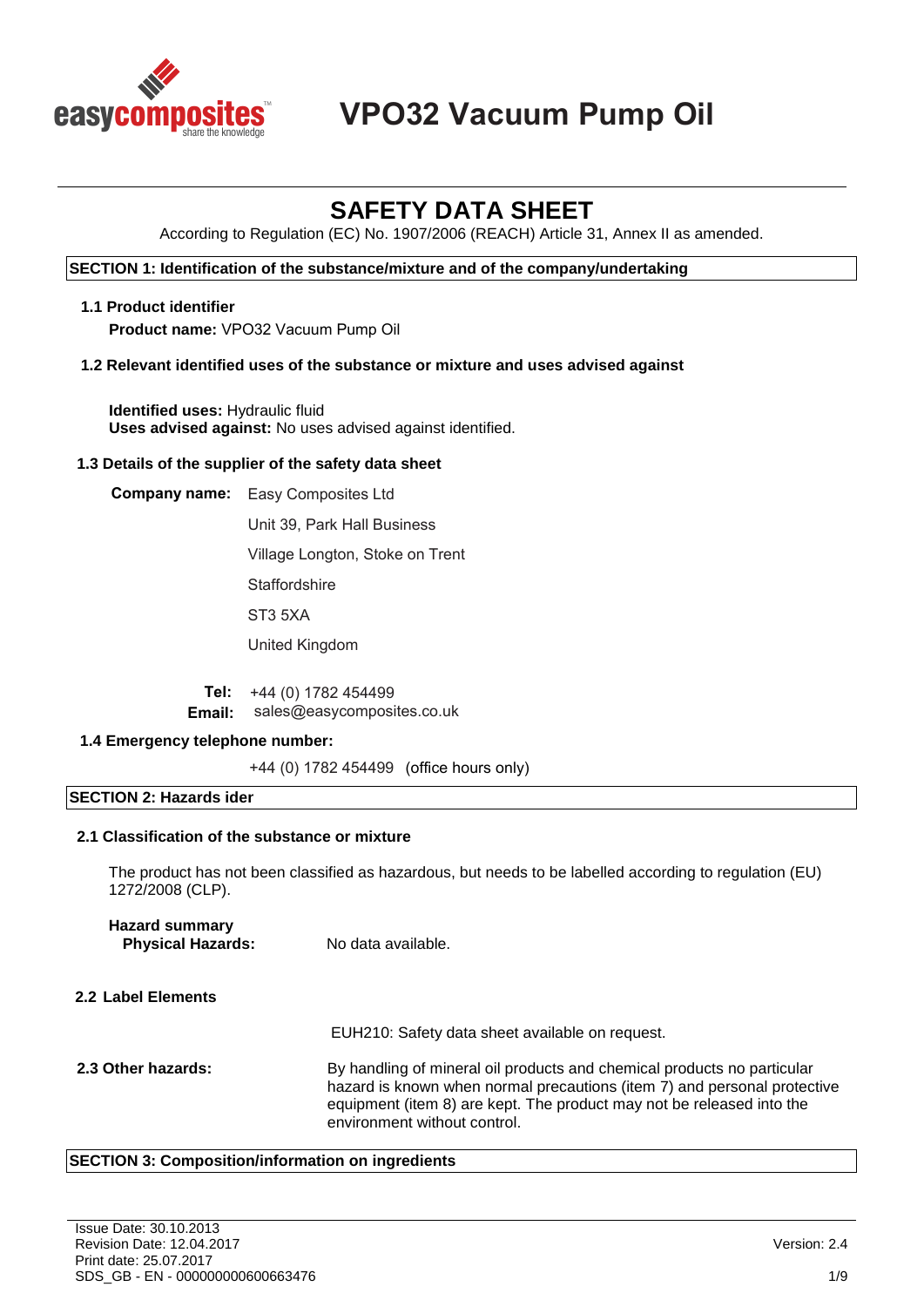# VPO32 Vacuum Pump Oil

## SAFETY DATA SHEET

According to Regulation (EC) No. 1907/2006 (REACH) Article 31, Annex II as amended.

### SECTION 1: Identification of the substance/mixture and of the company/undertaking

**1.1 Product identifier**

**Product name:** VPO32 Vacuum Pump Oil

**1.2 Relevant identified uses of the substance or mixture and uses advised against**

**Identified uses:** Hydraulic fluid
**Uses advised against:** No uses advised against identified.

**1.3 Details of the supplier of the safety data sheet**

**Company name:** Easy Composites Ltd
Unit 39, Park Hall Business
Village Longton, Stoke on Trent
Staffordshire
ST3 5XA
United Kingdom

**Tel:** +44 (0) 1782 454499
**Email:** sales@easycomposites.co.uk

**1.4 Emergency telephone number:**

+44 (0) 1782 454499 (office hours only)

### SECTION 2: Hazards ider

**2.1 Classification of the substance or mixture**

The product has not been classified as hazardous, but needs to be labelled according to regulation (EU) 1272/2008 (CLP).

**Hazard summary**
**Physical Hazards:** No data available.

**2.2 Label Elements**

EUH210: Safety data sheet available on request.

**2.3 Other hazards:** By handling of mineral oil products and chemical products no particular hazard is known when normal precautions (item 7) and personal protective equipment (item 8) are kept. The product may not be released into the environment without control.

### SECTION 3: Composition/information on ingredients

Issue Date: 30.10.2013
Revision Date: 12.04.2017
Print date: 25.07.2017
SDS_GB - EN - 000000000600663476

Version: 2.4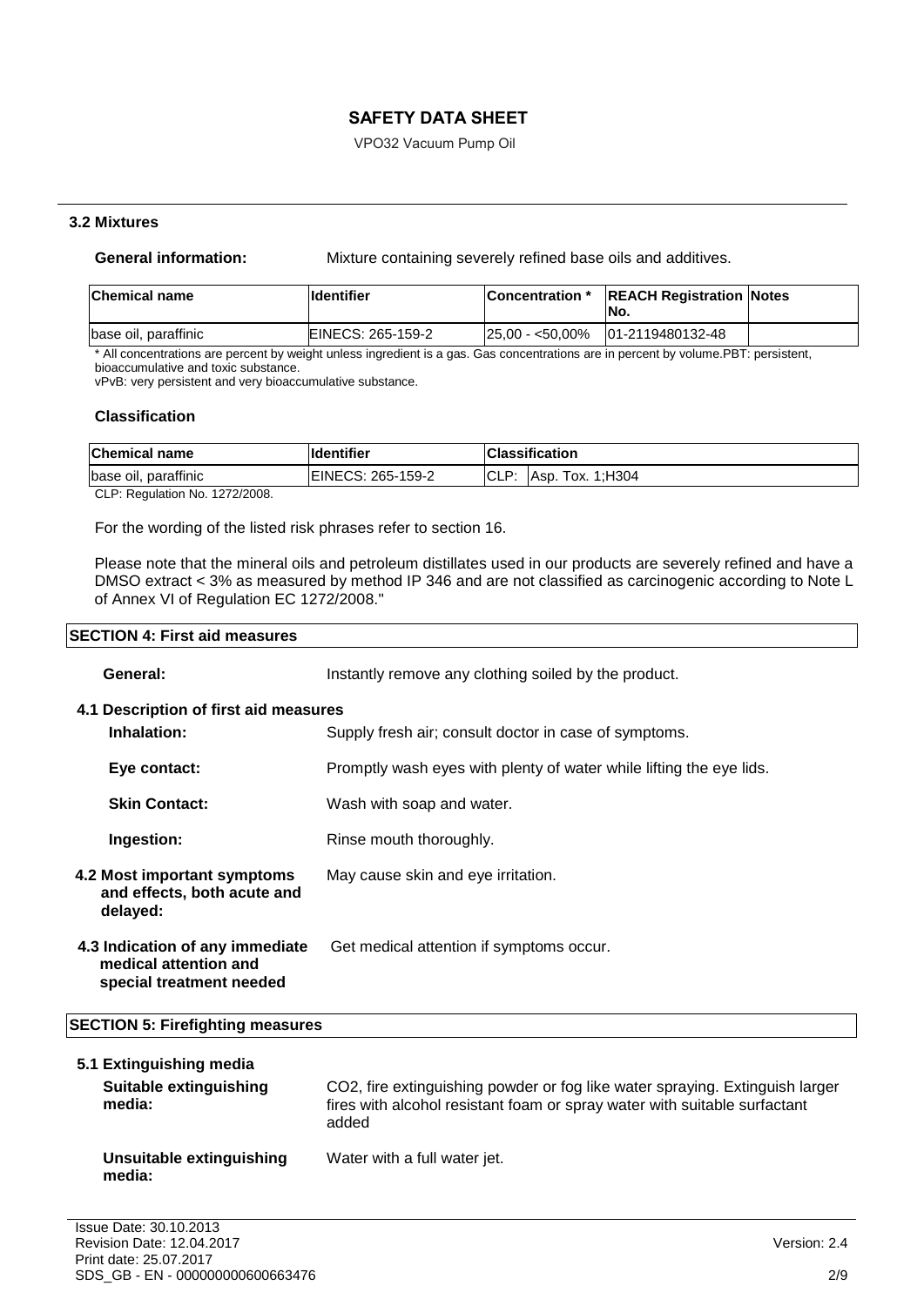### 3.2 Mixtures

**General information:** Mixture containing severely refined base oils and additives.

| Chemical name | Identifier | Concentration * | REACH Registration No. | Notes |
|---|---|---|---|---|
| base oil, paraffinic | EINECS: 265-159-2 | 25,00 - <50,00% | 01-2119480132-48 | |

\* All concentrations are percent by weight unless ingredient is a gas. Gas concentrations are in percent by volume.PBT: persistent, bioaccumulative and toxic substance.
vPvB: very persistent and very bioaccumulative substance.

#### Classification

| Chemical name | Identifier | Classification | |
|---|---|---|---|
| base oil, paraffinic | EINECS: 265-159-2 | CLP: | Asp. Tox. 1;H304 |

CLP: Regulation No. 1272/2008.

For the wording of the listed risk phrases refer to section 16.

Please note that the mineral oils and petroleum distillates used in our products are severely refined and have a DMSO extract < 3% as measured by method IP 346 and are not classified as carcinogenic according to Note L of Annex VI of Regulation EC 1272/2008."

## SECTION 4: First aid measures

**General:** Instantly remove any clothing soiled by the product.

### 4.1 Description of first aid measures

**Inhalation:** Supply fresh air; consult doctor in case of symptoms.

**Eye contact:** Promptly wash eyes with plenty of water while lifting the eye lids.

**Skin Contact:** Wash with soap and water.

**Ingestion:** Rinse mouth thoroughly.

**4.2 Most important symptoms and effects, both acute and delayed:** May cause skin and eye irritation.

**4.3 Indication of any immediate medical attention and special treatment needed** Get medical attention if symptoms occur.

## SECTION 5: Firefighting measures

### 5.1 Extinguishing media

**Suitable extinguishing media:** $CO_2$, fire extinguishing powder or fog like water spraying. Extinguish larger fires with alcohol resistant foam or spray water with suitable surfactant added

**Unsuitable extinguishing media:** Water with a full water jet.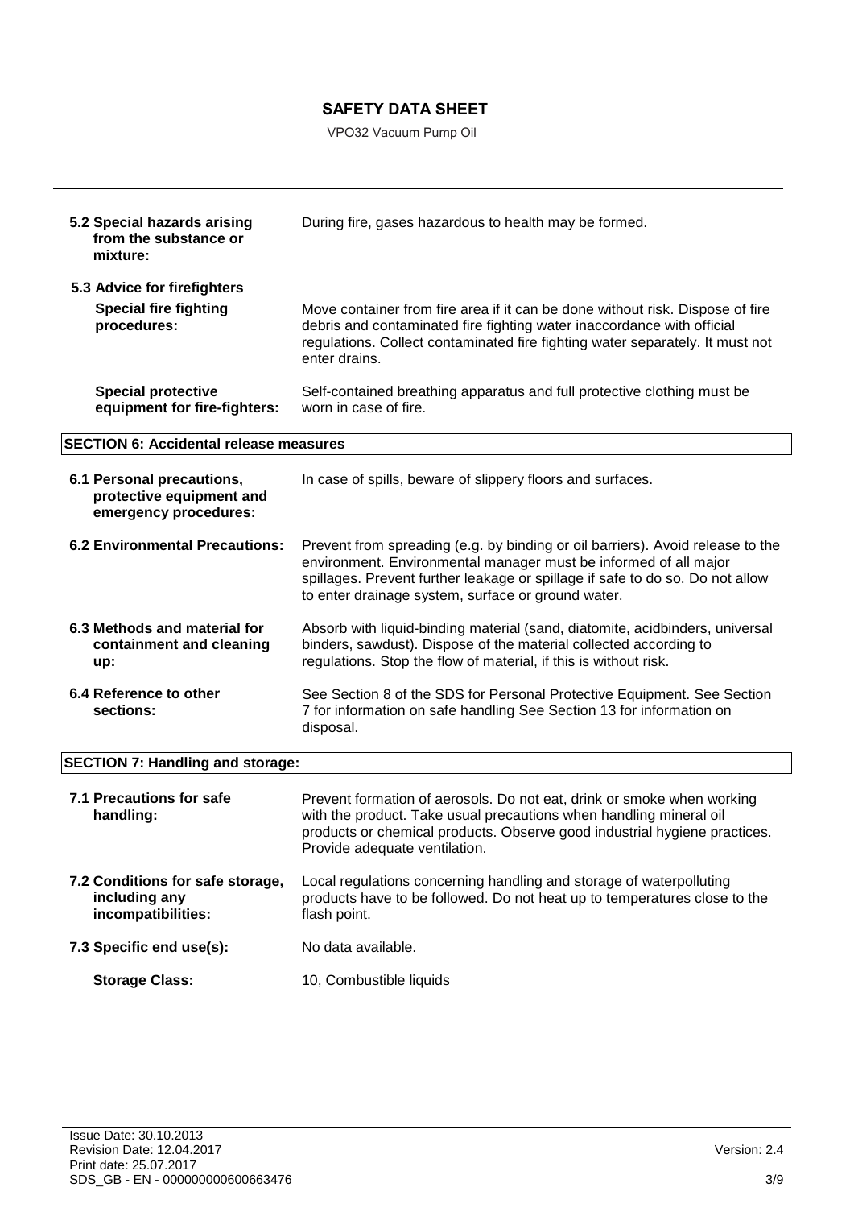| | |
|---|---|
| **5.2 Special hazards arising from the substance or mixture:** | During fire, gases hazardous to health may be formed. |
| **5.3 Advice for firefighters** | |
| **Special fire fighting procedures:** | Move container from fire area if it can be done without risk. Dispose of fire debris and contaminated fire fighting water inaccordance with official regulations. Collect contaminated fire fighting water separately. It must not enter drains. |
| **Special protective equipment for fire-fighters:** | Self-contained breathing apparatus and full protective clothing must be worn in case of fire. |

## SECTION 6: Accidental release measures

| | |
|---|---|
| **6.1 Personal precautions, protective equipment and emergency procedures:** | In case of spills, beware of slippery floors and surfaces. |
| **6.2 Environmental Precautions:** | Prevent from spreading (e.g. by binding or oil barriers). Avoid release to the environment. Environmental manager must be informed of all major spillages. Prevent further leakage or spillage if safe to do so. Do not allow to enter drainage system, surface or ground water. |
| **6.3 Methods and material for containment and cleaning up:** | Absorb with liquid-binding material (sand, diatomite, acidbinders, universal binders, sawdust). Dispose of the material collected according to regulations. Stop the flow of material, if this is without risk. |
| **6.4 Reference to other sections:** | See Section 8 of the SDS for Personal Protective Equipment. See Section 7 for information on safe handling See Section 13 for information on disposal. |

## SECTION 7: Handling and storage:

| | |
|---|---|
| **7.1 Precautions for safe handling:** | Prevent formation of aerosols. Do not eat, drink or smoke when working with the product. Take usual precautions when handling mineral oil products or chemical products. Observe good industrial hygiene practices. Provide adequate ventilation. |
| **7.2 Conditions for safe storage, including any incompatibilities:** | Local regulations concerning handling and storage of waterpolluting products have to be followed. Do not heat up to temperatures close to the flash point. |
| **7.3 Specific end use(s):** | No data available. |
| **Storage Class:** | 10, Combustible liquids |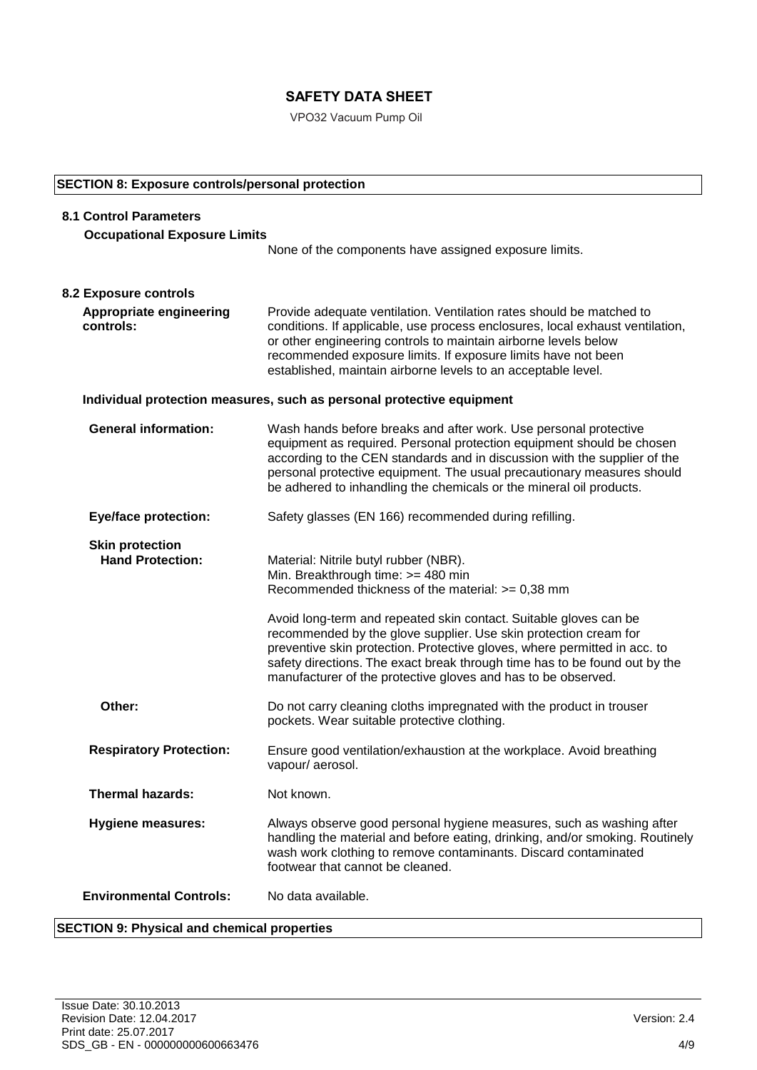## SECTION 8: Exposure controls/personal protection

### 8.1 Control Parameters

**Occupational Exposure Limits**

None of the components have assigned exposure limits.

### 8.2 Exposure controls

**Appropriate engineering controls:** Provide adequate ventilation. Ventilation rates should be matched to conditions. If applicable, use process enclosures, local exhaust ventilation, or other engineering controls to maintain airborne levels below recommended exposure limits. If exposure limits have not been established, maintain airborne levels to an acceptable level.

**Individual protection measures, such as personal protective equipment**

**General information:** Wash hands before breaks and after work. Use personal protective equipment as required. Personal protection equipment should be chosen according to the CEN standards and in discussion with the supplier of the personal protective equipment. The usual precautionary measures should be adhered to inhandling the chemicals or the mineral oil products.

**Eye/face protection:** Safety glasses (EN 166) recommended during refilling.

**Skin protection**

**Hand Protection:**

Material: Nitrile butyl rubber (NBR).
Min. Breakthrough time: >= 480 min
Recommended thickness of the material: >= 0,38 mm

Avoid long-term and repeated skin contact. Suitable gloves can be recommended by the glove supplier. Use skin protection cream for preventive skin protection. Protective gloves, where permitted in acc. to safety directions. The exact break through time has to be found out by the manufacturer of the protective gloves and has to be observed.

**Other:** Do not carry cleaning cloths impregnated with the product in trouser pockets. Wear suitable protective clothing.

**Respiratory Protection:** Ensure good ventilation/exhaustion at the workplace. Avoid breathing vapour/ aerosol.

**Thermal hazards:** Not known.

**Hygiene measures:** Always observe good personal hygiene measures, such as washing after handling the material and before eating, drinking, and/or smoking. Routinely wash work clothing to remove contaminants. Discard contaminated footwear that cannot be cleaned.

**Environmental Controls:** No data available.

## SECTION 9: Physical and chemical properties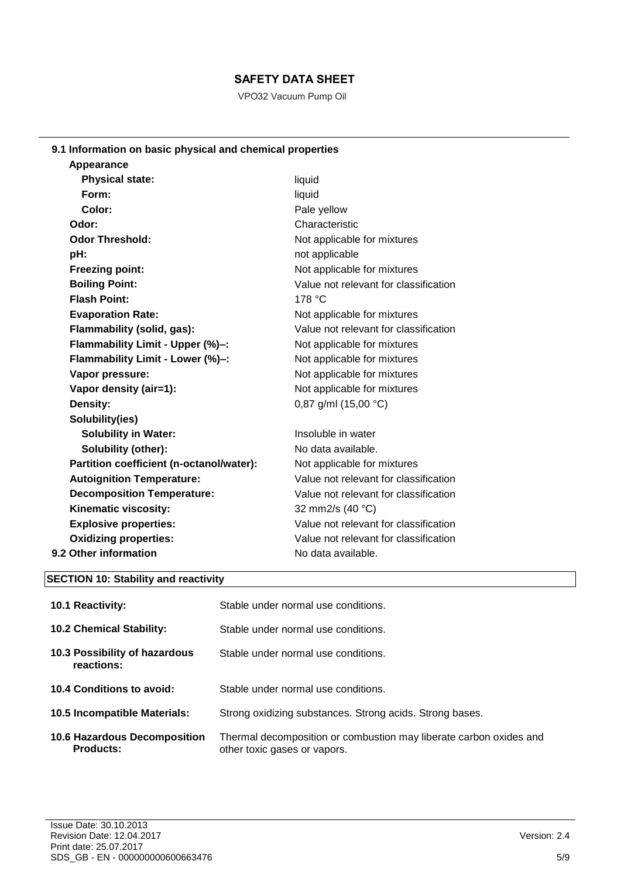### 9.1 Information on basic physical and chemical properties

| Property | Value |
|---|---|
| **Appearance** | |
| **Physical state:** | liquid |
| **Form:** | liquid |
| **Color:** | Pale yellow |
| **Odor:** | Characteristic |
| **Odor Threshold:** | Not applicable for mixtures |
| **pH:** | not applicable |
| **Freezing point:** | Not applicable for mixtures |
| **Boiling Point:** | Value not relevant for classification |
| **Flash Point:** | 178 °C |
| **Evaporation Rate:** | Not applicable for mixtures |
| **Flammability (solid, gas):** | Value not relevant for classification |
| **Flammability Limit - Upper (%)–:** | Not applicable for mixtures |
| **Flammability Limit - Lower (%)–:** | Not applicable for mixtures |
| **Vapor pressure:** | Not applicable for mixtures |
| **Vapor density (air=1):** | Not applicable for mixtures |
| **Density:** | 0,87 g/ml (15,00 °C) |
| **Solubility(ies)** | |
| **Solubility in Water:** | Insoluble in water |
| **Solubility (other):** | No data available. |
| **Partition coefficient (n-octanol/water):** | Not applicable for mixtures |
| **Autoignition Temperature:** | Value not relevant for classification |
| **Decomposition Temperature:** | Value not relevant for classification |
| **Kinematic viscosity:** | 32 mm2/s (40 °C) |
| **Explosive properties:** | Value not relevant for classification |
| **Oxidizing properties:** | Value not relevant for classification |

### 9.2 Other information

No data available.

## SECTION 10: Stability and reactivity

| | |
|---|---|
| **10.1 Reactivity:** | Stable under normal use conditions. |
| **10.2 Chemical Stability:** | Stable under normal use conditions. |
| **10.3 Possibility of hazardous reactions:** | Stable under normal use conditions. |
| **10.4 Conditions to avoid:** | Stable under normal use conditions. |
| **10.5 Incompatible Materials:** | Strong oxidizing substances. Strong acids. Strong bases. |
| **10.6 Hazardous Decomposition Products:** | Thermal decomposition or combustion may liberate carbon oxides and other toxic gases or vapors. |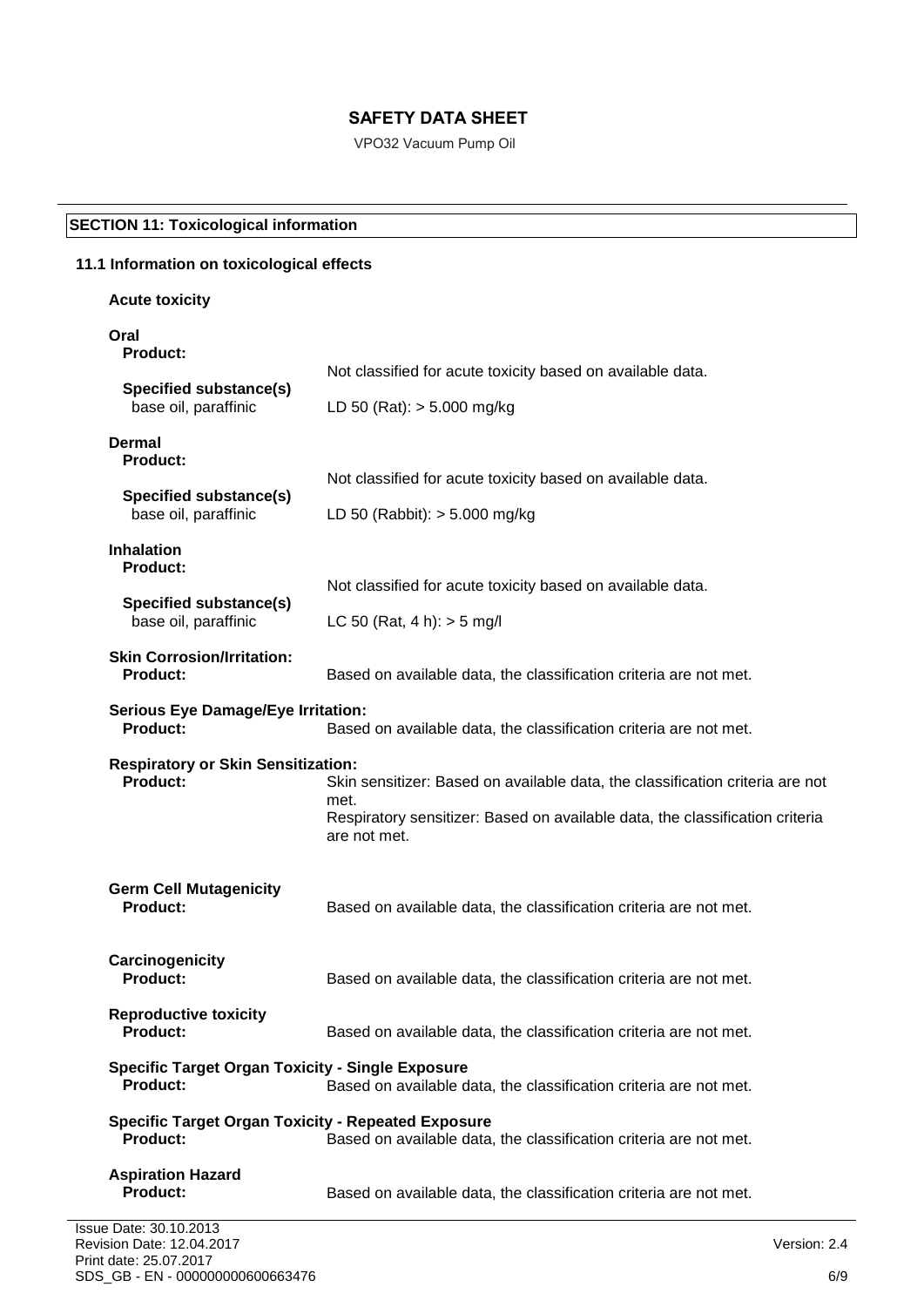## SECTION 11: Toxicological information

### 11.1 Information on toxicological effects

**Acute toxicity**

**Oral**

**Product:** Not classified for acute toxicity based on available data.

**Specified substance(s)**
base oil, paraffinic — LD 50 (Rat): > 5.000 mg/kg

**Dermal**

**Product:** Not classified for acute toxicity based on available data.

**Specified substance(s)**
base oil, paraffinic — LD 50 (Rabbit): > 5.000 mg/kg

**Inhalation**

**Product:** Not classified for acute toxicity based on available data.

**Specified substance(s)**
base oil, paraffinic — LC 50 (Rat, 4 h): > 5 mg/l

**Skin Corrosion/Irritation:**
**Product:** Based on available data, the classification criteria are not met.

**Serious Eye Damage/Eye Irritation:**
**Product:** Based on available data, the classification criteria are not met.

**Respiratory or Skin Sensitization:**
**Product:** Skin sensitizer: Based on available data, the classification criteria are not met.
Respiratory sensitizer: Based on available data, the classification criteria are not met.

**Germ Cell Mutagenicity**
**Product:** Based on available data, the classification criteria are not met.

**Carcinogenicity**
**Product:** Based on available data, the classification criteria are not met.

**Reproductive toxicity**
**Product:** Based on available data, the classification criteria are not met.

**Specific Target Organ Toxicity - Single Exposure**
**Product:** Based on available data, the classification criteria are not met.

**Specific Target Organ Toxicity - Repeated Exposure**
**Product:** Based on available data, the classification criteria are not met.

**Aspiration Hazard**
**Product:** Based on available data, the classification criteria are not met.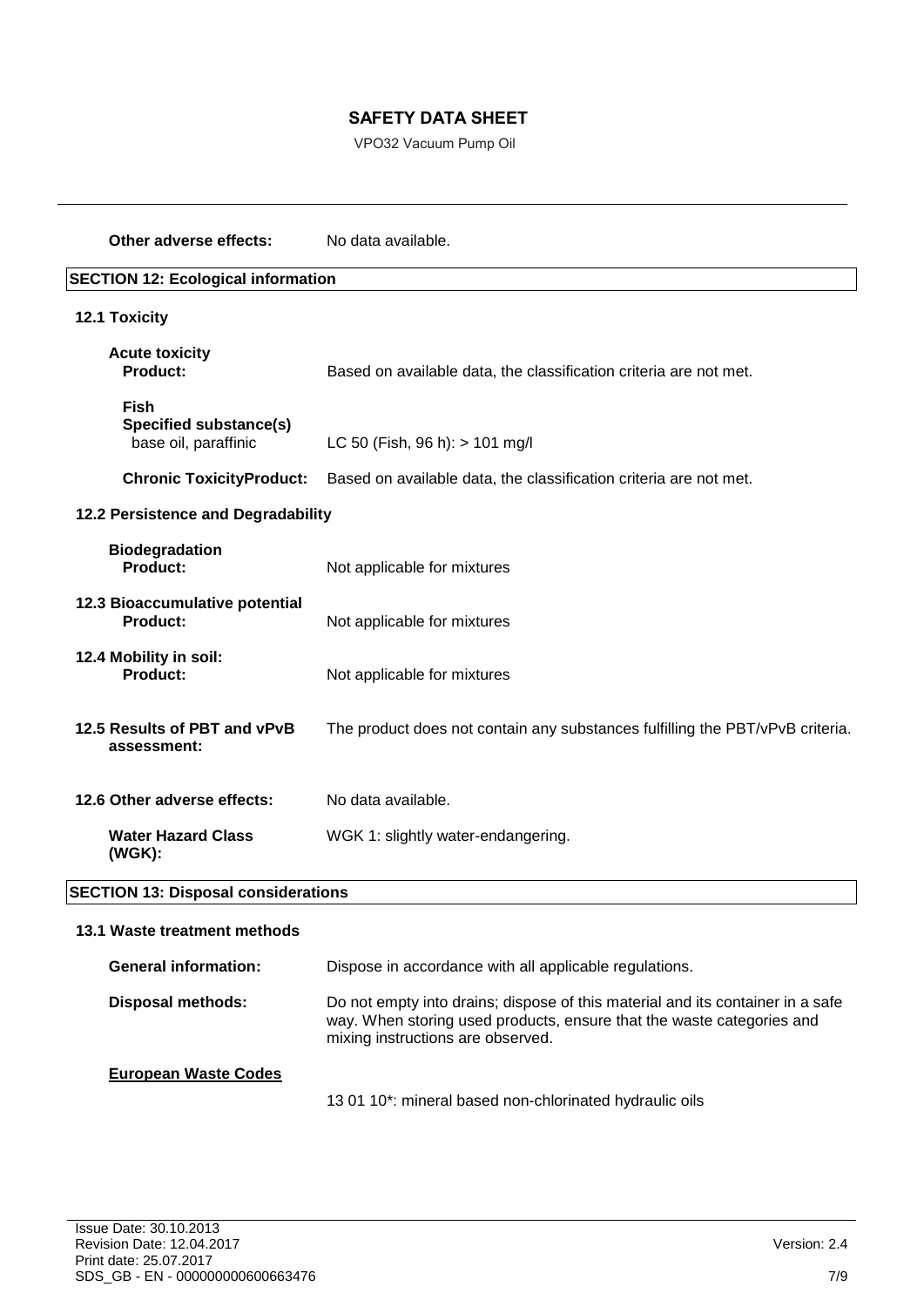**Other adverse effects:** No data available.

## SECTION 12: Ecological information

### 12.1 Toxicity

**Acute toxicity**

**Product:** Based on available data, the classification criteria are not met.

**Fish**

**Specified substance(s)**

base oil, paraffinic — LC 50 (Fish, 96 h): > 101 mg/l

**Chronic ToxicityProduct:** Based on available data, the classification criteria are not met.

### 12.2 Persistence and Degradability

**Biodegradation**

**Product:** Not applicable for mixtures

### 12.3 Bioaccumulative potential

**Product:** Not applicable for mixtures

### 12.4 Mobility in soil:

**Product:** Not applicable for mixtures

### 12.5 Results of PBT and vPvB assessment:

The product does not contain any substances fulfilling the PBT/vPvB criteria.

### 12.6 Other adverse effects:

No data available.

**Water Hazard Class (WGK):** WGK 1: slightly water-endangering.

## SECTION 13: Disposal considerations

### 13.1 Waste treatment methods

**General information:** Dispose in accordance with all applicable regulations.

**Disposal methods:** Do not empty into drains; dispose of this material and its container in a safe way. When storing used products, ensure that the waste categories and mixing instructions are observed.

**European Waste Codes**

13 01 10*: mineral based non-chlorinated hydraulic oils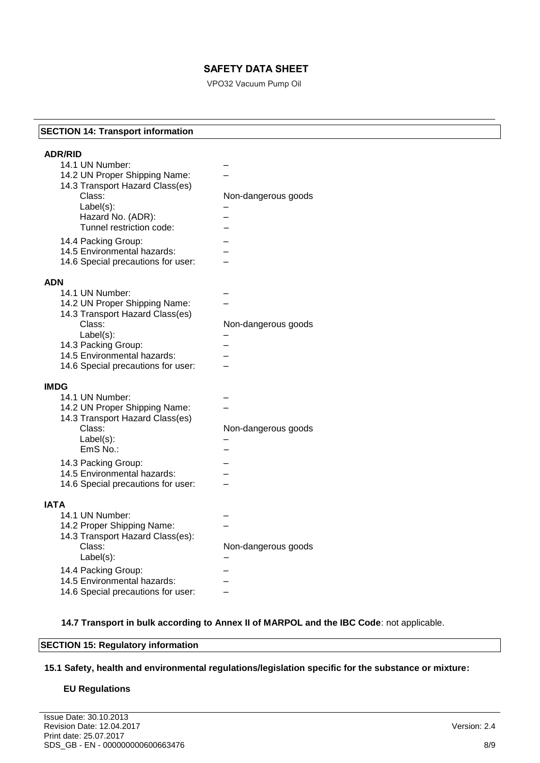## SECTION 14: Transport information

**ADR/RID**

| | |
|---|---|
| 14.1 UN Number: | – |
| 14.2 UN Proper Shipping Name: | – |
| 14.3 Transport Hazard Class(es) | |
| Class: | Non-dangerous goods |
| Label(s): | – |
| Hazard No. (ADR): | – |
| Tunnel restriction code: | – |
| 14.4 Packing Group: | – |
| 14.5 Environmental hazards: | – |
| 14.6 Special precautions for user: | – |

**ADN**

| | |
|---|---|
| 14.1 UN Number: | – |
| 14.2 UN Proper Shipping Name: | – |
| 14.3 Transport Hazard Class(es) | |
| Class: | Non-dangerous goods |
| Label(s): | – |
| 14.3 Packing Group: | – |
| 14.5 Environmental hazards: | – |
| 14.6 Special precautions for user: | – |

**IMDG**

| | |
|---|---|
| 14.1 UN Number: | – |
| 14.2 UN Proper Shipping Name: | – |
| 14.3 Transport Hazard Class(es) | |
| Class: | Non-dangerous goods |
| Label(s): | – |
| EmS No.: | – |
| 14.3 Packing Group: | – |
| 14.5 Environmental hazards: | – |
| 14.6 Special precautions for user: | – |

**IATA**

| | |
|---|---|
| 14.1 UN Number: | – |
| 14.2 Proper Shipping Name: | – |
| 14.3 Transport Hazard Class(es): | |
| Class: | Non-dangerous goods |
| Label(s): | – |
| 14.4 Packing Group: | – |
| 14.5 Environmental hazards: | – |
| 14.6 Special precautions for user: | – |

**14.7 Transport in bulk according to Annex II of MARPOL and the IBC Code**: not applicable.

## SECTION 15: Regulatory information

**15.1 Safety, health and environmental regulations/legislation specific for the substance or mixture:**

**EU Regulations**

Issue Date: 30.10.2013
Revision Date: 12.04.2017
Print date: 25.07.2017
SDS_GB - EN - 000000000600663476

Version: 2.4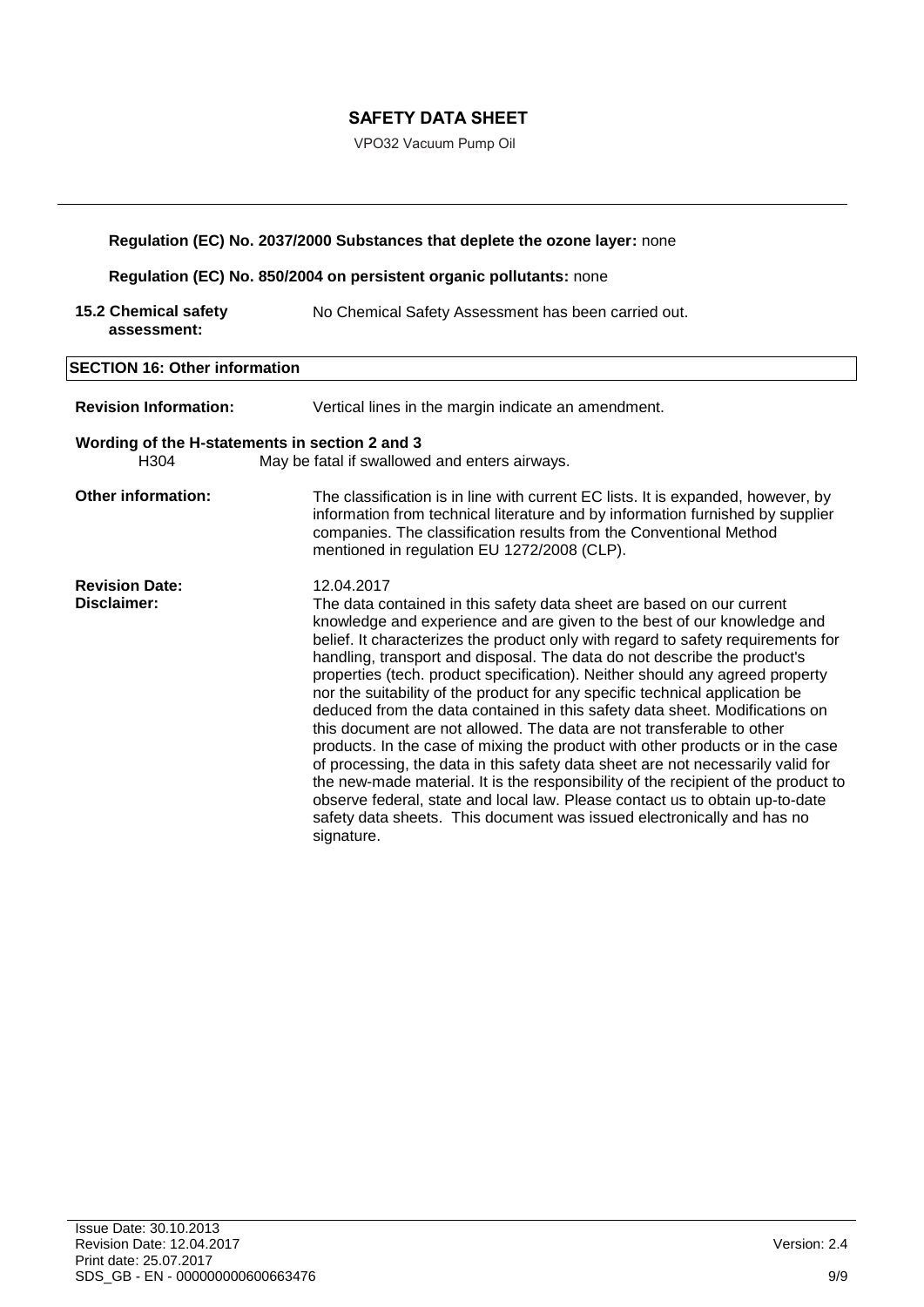**Regulation (EC) No. 2037/2000 Substances that deplete the ozone layer:** none

**Regulation (EC) No. 850/2004 on persistent organic pollutants:** none

**15.2 Chemical safety assessment:** No Chemical Safety Assessment has been carried out.

## SECTION 16: Other information

**Revision Information:** Vertical lines in the margin indicate an amendment.

**Wording of the H-statements in section 2 and 3**

H304 May be fatal if swallowed and enters airways.

**Other information:** The classification is in line with current EC lists. It is expanded, however, by information from technical literature and by information furnished by supplier companies. The classification results from the Conventional Method mentioned in regulation EU 1272/2008 (CLP).

**Revision Date:** 12.04.2017

**Disclaimer:** The data contained in this safety data sheet are based on our current knowledge and experience and are given to the best of our knowledge and belief. It characterizes the product only with regard to safety requirements for handling, transport and disposal. The data do not describe the product's properties (tech. product specification). Neither should any agreed property nor the suitability of the product for any specific technical application be deduced from the data contained in this safety data sheet. Modifications on this document are not allowed. The data are not transferable to other products. In the case of mixing the product with other products or in the case of processing, the data in this safety data sheet are not necessarily valid for the new-made material. It is the responsibility of the recipient of the product to observe federal, state and local law. Please contact us to obtain up-to-date safety data sheets. This document was issued electronically and has no signature.